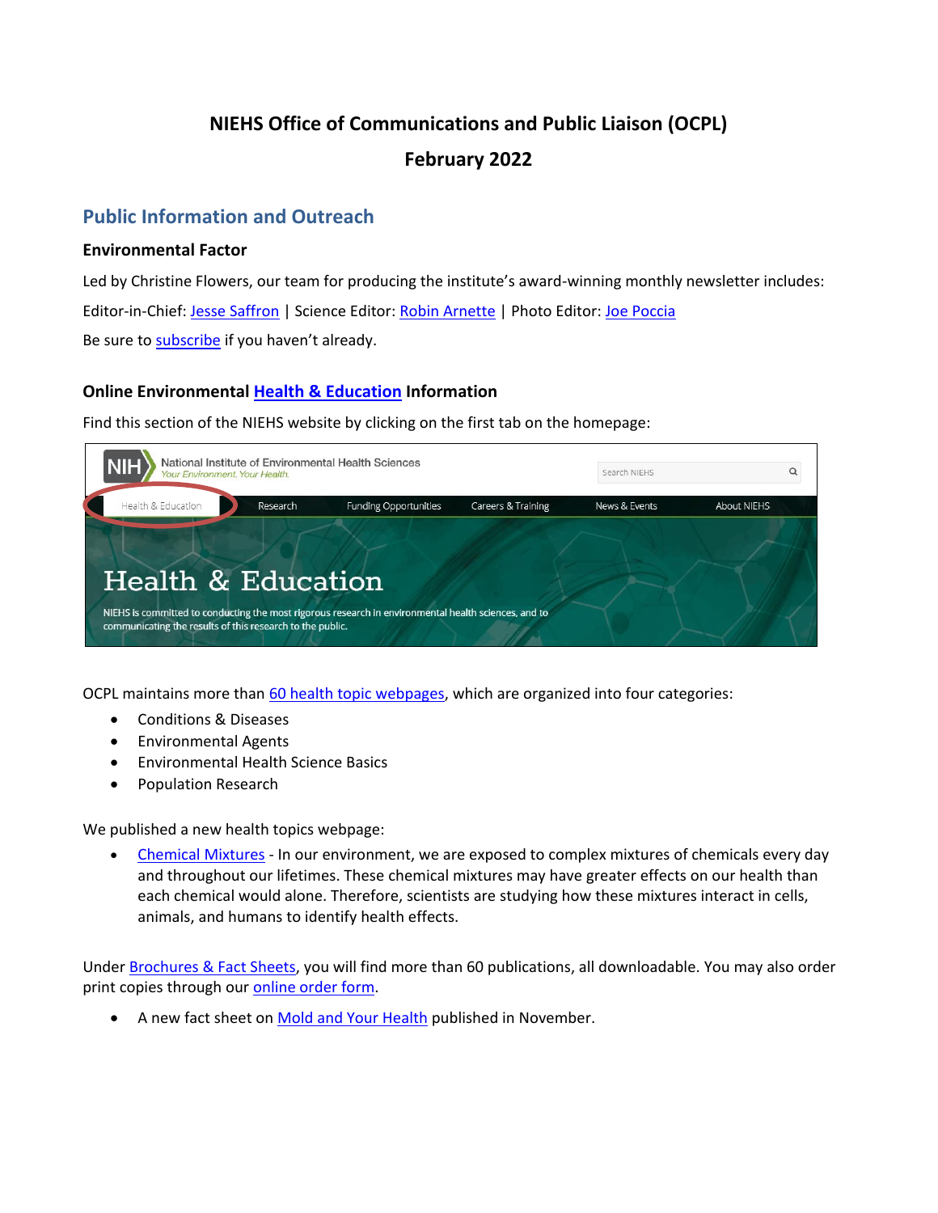# NIEHS Office of Communications and Public Liaison (OCPL)

# February 2022

## Public Information and Outreach

### Environmental Factor

Led by Christine Flowers, our team for producing the institute's award-winning monthly newsletter includes:

Editor-in-Chief: Jesse Saffron | Science Editor: Robin Arnette | Photo Editor: Joe Poccia

Be sure to subscribe if you haven't already.

### Online Environmental Health & Education Information

Find this section of the NIEHS website by clicking on the first tab on the homepage:

OCPL maintains more than 60 health topic webpages, which are organized into four categories:

- Conditions & Diseases
- Environmental Agents
- Environmental Health Science Basics
- Population Research

We published a new health topics webpage:

- Chemical Mixtures - In our environment, we are exposed to complex mixtures of chemicals every day and throughout our lifetimes. These chemical mixtures may have greater effects on our health than each chemical would alone. Therefore, scientists are studying how these mixtures interact in cells, animals, and humans to identify health effects.

Under Brochures & Fact Sheets, you will find more than 60 publications, all downloadable. You may also order print copies through our online order form.

- A new fact sheet on Mold and Your Health published in November.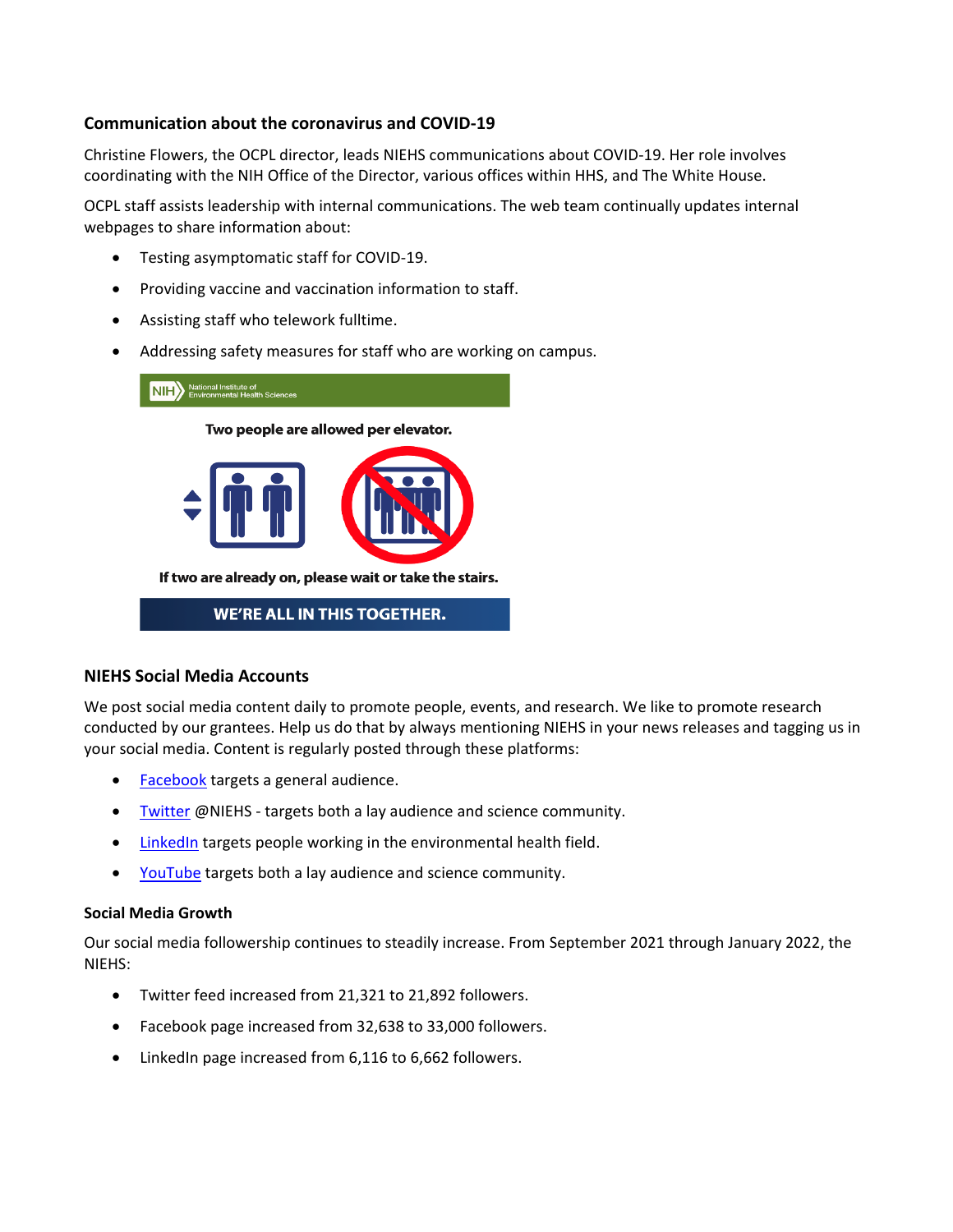### Communication about the coronavirus and COVID-19

Christine Flowers, the OCPL director, leads NIEHS communications about COVID-19. Her role involves coordinating with the NIH Office of the Director, various offices within HHS, and The White House.

OCPL staff assists leadership with internal communications. The web team continually updates internal webpages to share information about:

- Testing asymptomatic staff for COVID-19.
- Providing vaccine and vaccination information to staff.
- Assisting staff who telework fulltime.
- Addressing safety measures for staff who are working on campus.

NIH National Institute of Environmental Health Sciences

**Two people are allowed per elevator.**

**If two are already on, please wait or take the stairs.**

**WE'RE ALL IN THIS TOGETHER.**

### NIEHS Social Media Accounts

We post social media content daily to promote people, events, and research. We like to promote research conducted by our grantees. Help us do that by always mentioning NIEHS in your news releases and tagging us in your social media. Content is regularly posted through these platforms:

- Facebook targets a general audience.
- Twitter @NIEHS - targets both a lay audience and science community.
- LinkedIn targets people working in the environmental health field.
- YouTube targets both a lay audience and science community.

#### Social Media Growth

Our social media followership continues to steadily increase. From September 2021 through January 2022, the NIEHS:

- Twitter feed increased from 21,321 to 21,892 followers.
- Facebook page increased from 32,638 to 33,000 followers.
- LinkedIn page increased from 6,116 to 6,662 followers.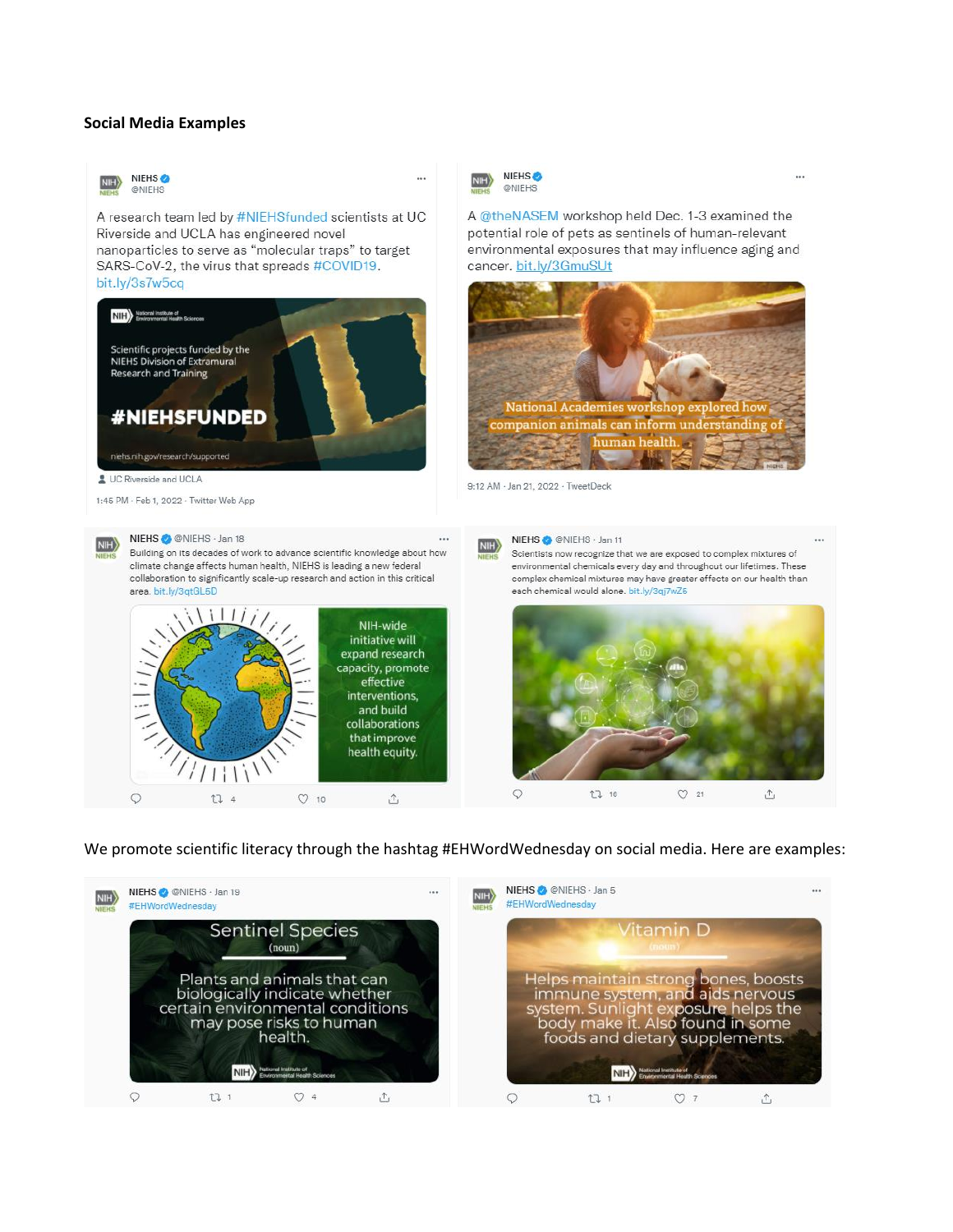## Social Media Examples

NIEHS @NIEHS

A research team led by #NIEHSfunded scientists at UC Riverside and UCLA has engineered novel nanoparticles to serve as "molecular traps" to target SARS-CoV-2, the virus that spreads #COVID19. bit.ly/3s7w5cq

Scientific projects funded by the NIEHS Division of Extramural Research and Training

#NIEHSFUNDED

niehs.nih.gov/research/supported

UC Riverside and UCLA

1:45 PM · Feb 1, 2022 · Twitter Web App

NIEHS @NIEHS

A @theNASEM workshop held Dec. 1-3 examined the potential role of pets as sentinels of human-relevant environmental exposures that may influence aging and cancer. bit.ly/3GmuSUt

National Academies workshop explored how companion animals can inform understanding of human health.

9:12 AM · Jan 21, 2022 · TweetDeck

NIEHS @NIEHS · Jan 18

Building on its decades of work to advance scientific knowledge about how climate change affects human health, NIEHS is leading a new federal collaboration to significantly scale-up research and action in this critical area. bit.ly/3qtGL5D

NIH-wide initiative will expand research capacity, promote effective interventions, and build collaborations that improve health equity.

4 10

NIEHS @NIEHS · Jan 11

Scientists now recognize that we are exposed to complex mixtures of environmental chemicals every day and throughout our lifetimes. These complex chemical mixtures may have greater effects on our health than each chemical would alone. bit.ly/3qj7wZ6

16 21

We promote scientific literacy through the hashtag #EHWordWednesday on social media. Here are examples:

NIEHS @NIEHS · Jan 19

#EHWordWednesday

Sentinel Species (noun)

Plants and animals that can biologically indicate whether certain environmental conditions may pose risks to human health.

1 4

NIEHS @NIEHS · Jan 5

#EHWordWednesday

Vitamin D (noun)

Helps maintain strong bones, boosts immune system, and aids nervous system. Sunlight exposure helps the body make it. Also found in some foods and dietary supplements.

1 7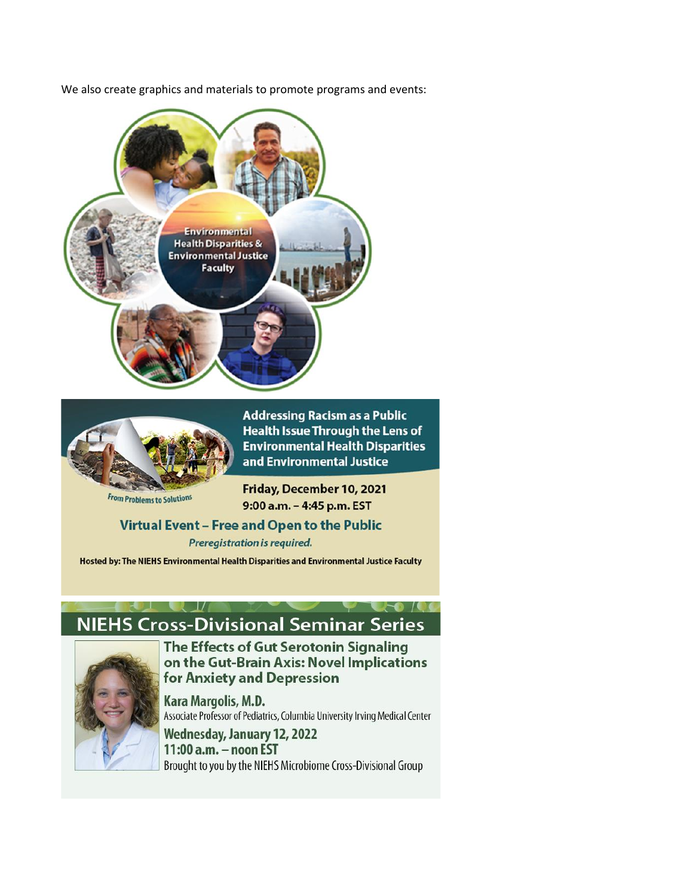We also create graphics and materials to promote programs and events:

Environmental Health Disparities & Environmental Justice Faculty

**Addressing Racism as a Public Health Issue Through the Lens of Environmental Health Disparities and Environmental Justice**

From Problems to Solutions

**Friday, December 10, 2021**
**9:00 a.m. – 4:45 p.m. EST**

**Virtual Event – Free and Open to the Public**

*Preregistration is required.*

**Hosted by: The NIEHS Environmental Health Disparities and Environmental Justice Faculty**

## NIEHS Cross-Divisional Seminar Series

**The Effects of Gut Serotonin Signaling on the Gut-Brain Axis: Novel Implications for Anxiety and Depression**

**Kara Margolis, M.D.**
Associate Professor of Pediatrics, Columbia University Irving Medical Center

**Wednesday, January 12, 2022**
**11:00 a.m. – noon EST**

Brought to you by the NIEHS Microbiome Cross-Divisional Group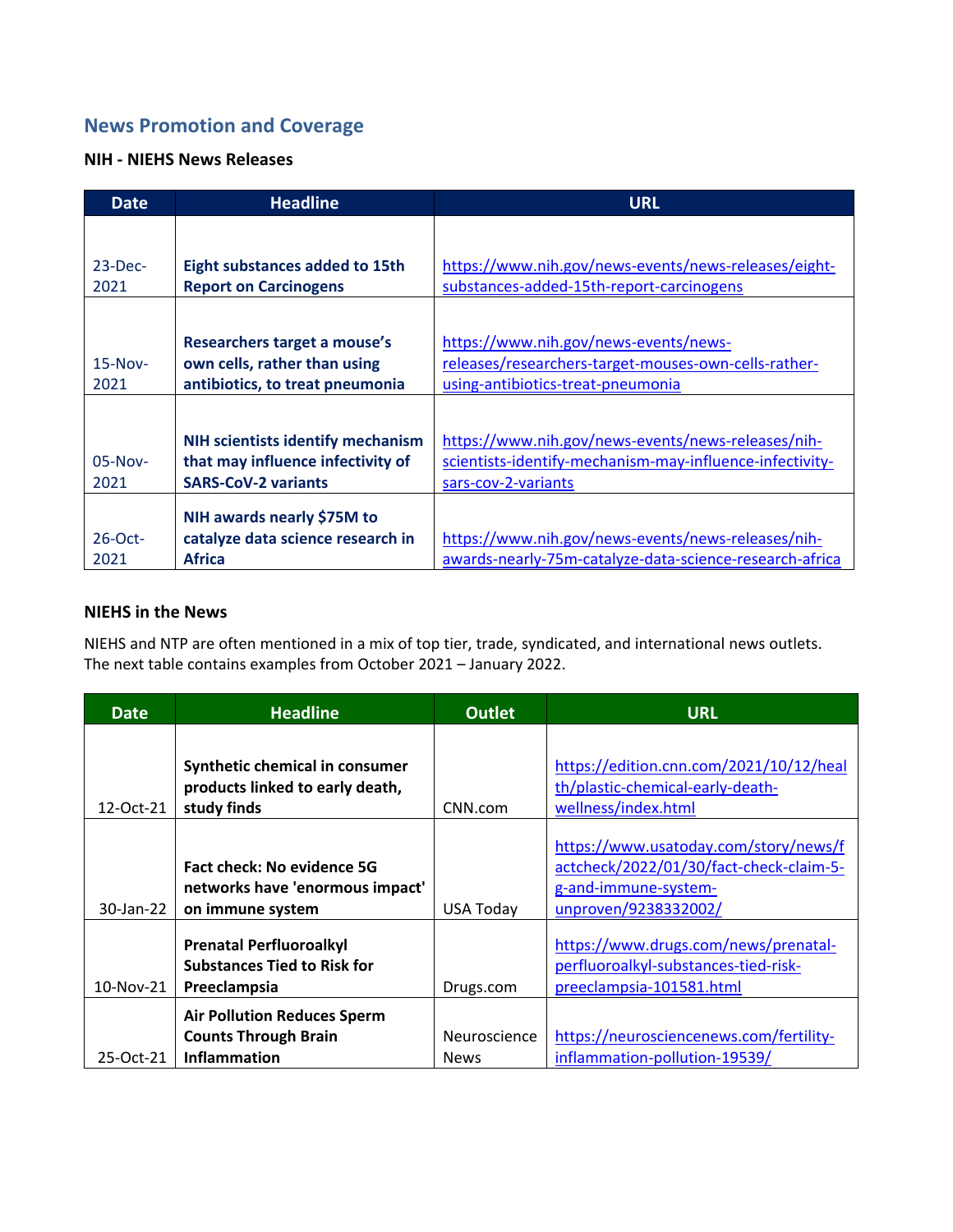## News Promotion and Coverage

### NIH - NIEHS News Releases

| Date | Headline | URL |
|---|---|---|
| 23-Dec-2021 | **Eight substances added to 15th Report on Carcinogens** | https://www.nih.gov/news-events/news-releases/eight-substances-added-15th-report-carcinogens |
| 15-Nov-2021 | **Researchers target a mouse's own cells, rather than using antibiotics, to treat pneumonia** | https://www.nih.gov/news-events/news-releases/researchers-target-mouses-own-cells-rather-using-antibiotics-treat-pneumonia |
| 05-Nov-2021 | **NIH scientists identify mechanism that may influence infectivity of SARS-CoV-2 variants** | https://www.nih.gov/news-events/news-releases/nih-scientists-identify-mechanism-may-influence-infectivity-sars-cov-2-variants |
| 26-Oct-2021 | **NIH awards nearly $75M to catalyze data science research in Africa** | https://www.nih.gov/news-events/news-releases/nih-awards-nearly-75m-catalyze-data-science-research-africa |

### NIEHS in the News

NIEHS and NTP are often mentioned in a mix of top tier, trade, syndicated, and international news outlets. The next table contains examples from October 2021 – January 2022.

| Date | Headline | Outlet | URL |
|---|---|---|---|
| 12-Oct-21 | **Synthetic chemical in consumer products linked to early death, study finds** | CNN.com | https://edition.cnn.com/2021/10/12/health/plastic-chemical-early-death-wellness/index.html |
| 30-Jan-22 | **Fact check: No evidence 5G networks have 'enormous impact' on immune system** | USA Today | https://www.usatoday.com/story/news/factcheck/2022/01/30/fact-check-claim-5-g-and-immune-system-unproven/9238332002/ |
| 10-Nov-21 | **Prenatal Perfluoroalkyl Substances Tied to Risk for Preeclampsia** | Drugs.com | https://www.drugs.com/news/prenatal-perfluoroalkyl-substances-tied-risk-preeclampsia-101581.html |
| 25-Oct-21 | **Air Pollution Reduces Sperm Counts Through Brain Inflammation** | Neuroscience News | https://neurosciencenews.com/fertility-inflammation-pollution-19539/ |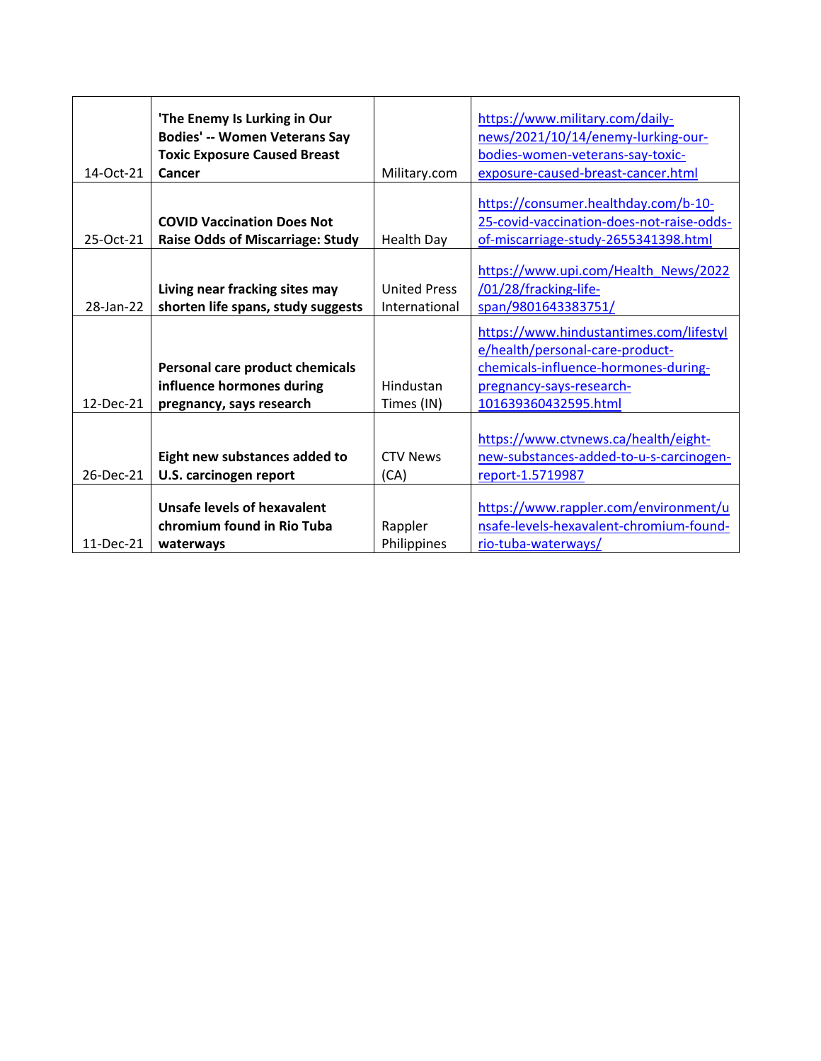| | | | |
|---|---|---|---|
| 14-Oct-21 | **'The Enemy Is Lurking in Our Bodies' -- Women Veterans Say Toxic Exposure Caused Breast Cancer** | Military.com | https://www.military.com/daily-news/2021/10/14/enemy-lurking-our-bodies-women-veterans-say-toxic-exposure-caused-breast-cancer.html |
| 25-Oct-21 | **COVID Vaccination Does Not Raise Odds of Miscarriage: Study** | Health Day | https://consumer.healthday.com/b-10-25-covid-vaccination-does-not-raise-odds-of-miscarriage-study-2655341398.html |
| 28-Jan-22 | **Living near fracking sites may shorten life spans, study suggests** | United Press International | https://www.upi.com/Health_News/2022/01/28/fracking-life-span/9801643383751/ |
| 12-Dec-21 | **Personal care product chemicals influence hormones during pregnancy, says research** | Hindustan Times (IN) | https://www.hindustantimes.com/lifestyle/health/personal-care-product-chemicals-influence-hormones-during-pregnancy-says-research-101639360432595.html |
| 26-Dec-21 | **Eight new substances added to U.S. carcinogen report** | CTV News (CA) | https://www.ctvnews.ca/health/eight-new-substances-added-to-u-s-carcinogen-report-1.5719987 |
| 11-Dec-21 | **Unsafe levels of hexavalent chromium found in Rio Tuba waterways** | Rappler Philippines | https://www.rappler.com/environment/unsafe-levels-hexavalent-chromium-found-rio-tuba-waterways/ |